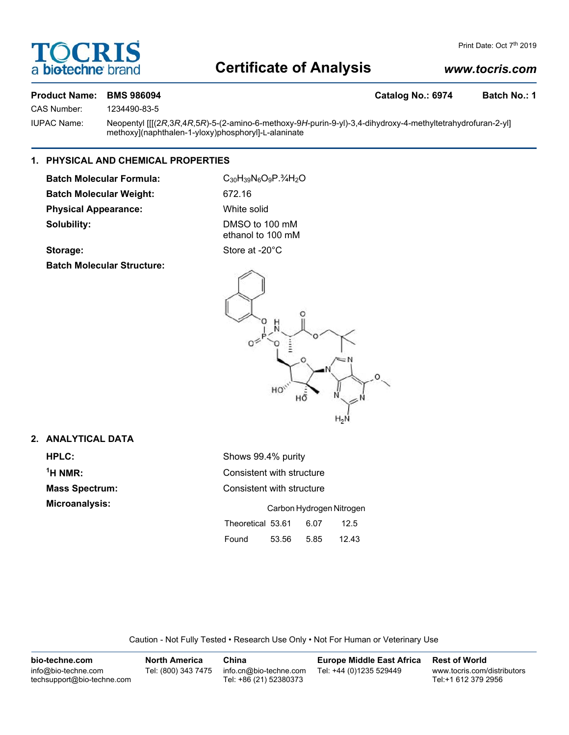Print Date: Oct 7th 2019

# Certificate of Analysis

www.tocris.com

**Product Name: BMS 986094** **Catalog No.: 6974** **Batch No.: 1**

CAS Number: 1234490-83-5

IUPAC Name: Neopentyl [[[(2*R*,3*R*,4*R*,5*R*)-5-(2-amino-6-methoxy-9*H*-purin-9-yl)-3,4-dihydroxy-4-methyltetrahydrofuran-2-yl]methoxy](naphthalen-1-yloxy)phosphoryl]-L-alaninate

## 1. PHYSICAL AND CHEMICAL PROPERTIES

**Batch Molecular Formula:** $C_{30}H_{39}N_6O_9P.¾H_2O$

**Batch Molecular Weight:** 672.16

**Physical Appearance:** White solid

**Solubility:** DMSO to 100 mM
ethanol to 100 mM

**Storage:** Store at -20°C

**Batch Molecular Structure:**

## 2. ANALYTICAL DATA

**HPLC:** Shows 99.4% purity

**$^1$H NMR:** Consistent with structure

**Mass Spectrum:** Consistent with structure

**Microanalysis:**

| | Carbon | Hydrogen | Nitrogen |
|---|---|---|---|
| Theoretical | 53.61 | 6.07 | 12.5 |
| Found | 53.56 | 5.85 | 12.43 |

Caution - Not Fully Tested • Research Use Only • Not For Human or Veterinary Use

**bio-techne.com**
info@bio-techne.com
techsupport@bio-techne.com

**North America**
Tel: (800) 343 7475

**China**
info.cn@bio-techne.com
Tel: +86 (21) 52380373

**Europe Middle East Africa**
Tel: +44 (0)1235 529449

**Rest of World**
www.tocris.com/distributors
Tel:+1 612 379 2956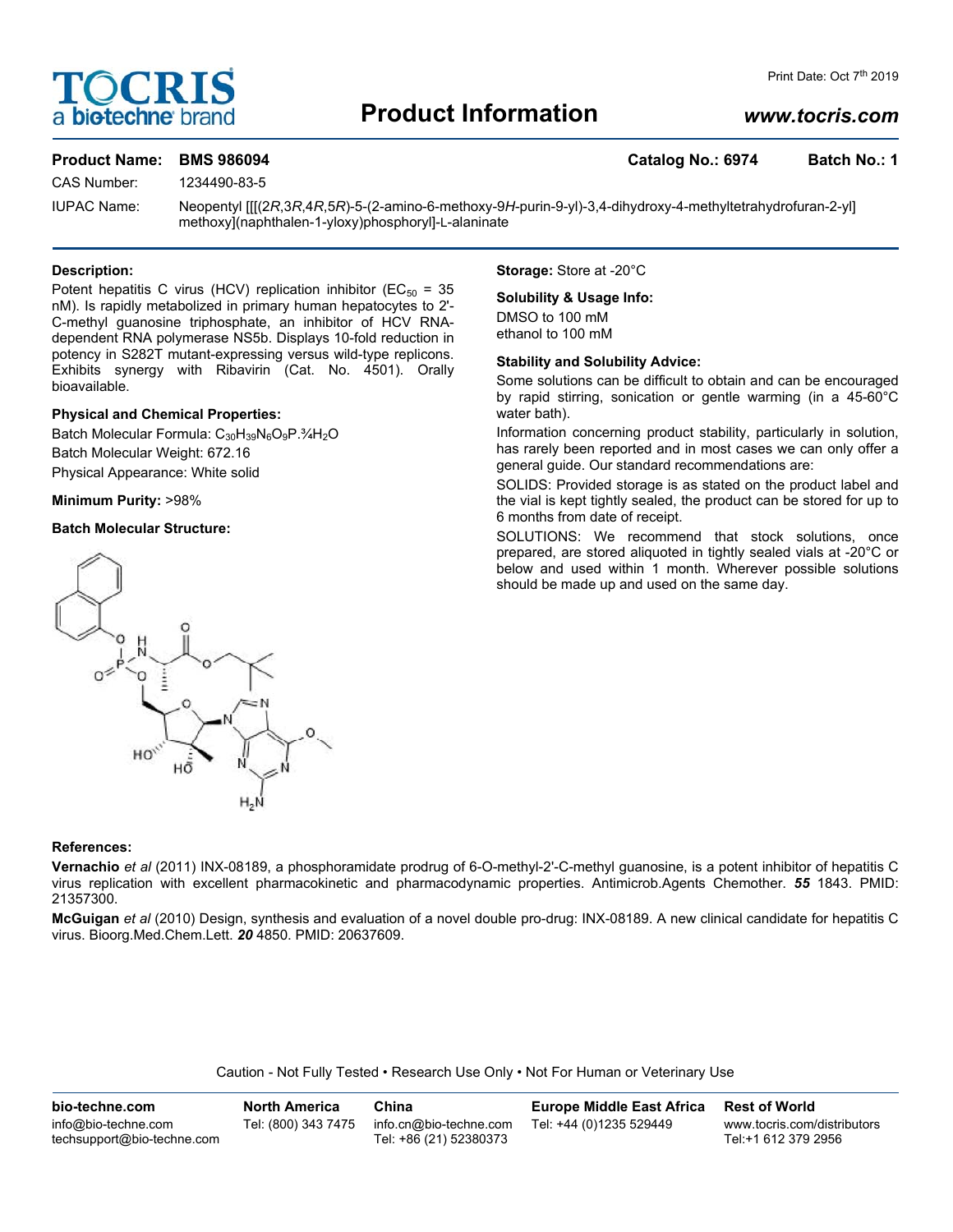Print Date: Oct 7th 2019

# Product Information

*www.tocris.com*

**Product Name: BMS 986094** **Catalog No.: 6974** **Batch No.: 1**

CAS Number: 1234490-83-5

IUPAC Name: Neopentyl [[[(2*R*,3*R*,4*R*,5*R*)-5-(2-amino-6-methoxy-9*H*-purin-9-yl)-3,4-dihydroxy-4-methyltetrahydrofuran-2-yl] methoxy](naphthalen-1-yloxy)phosphoryl]-L-alaninate

### Description:

Potent hepatitis C virus (HCV) replication inhibitor ($EC_{50}$ = 35 nM). Is rapidly metabolized in primary human hepatocytes to 2'-C-methyl guanosine triphosphate, an inhibitor of HCV RNA-dependent RNA polymerase NS5b. Displays 10-fold reduction in potency in S282T mutant-expressing versus wild-type replicons. Exhibits synergy with Ribavirin (Cat. No. 4501). Orally bioavailable.

### Physical and Chemical Properties:

Batch Molecular Formula: $C_{30}H_{39}N_6O_9P.\frac{3}{4}H_2O$

Batch Molecular Weight: 672.16

Physical Appearance: White solid

**Minimum Purity:** >98%

### Batch Molecular Structure:

**Storage:** Store at -20°C

### Solubility & Usage Info:

DMSO to 100 mM
ethanol to 100 mM

### Stability and Solubility Advice:

Some solutions can be difficult to obtain and can be encouraged by rapid stirring, sonication or gentle warming (in a 45-60°C water bath).

Information concerning product stability, particularly in solution, has rarely been reported and in most cases we can only offer a general guide. Our standard recommendations are:

SOLIDS: Provided storage is as stated on the product label and the vial is kept tightly sealed, the product can be stored for up to 6 months from date of receipt.

SOLUTIONS: We recommend that stock solutions, once prepared, are stored aliquoted in tightly sealed vials at -20°C or below and used within 1 month. Wherever possible solutions should be made up and used on the same day.

### References:

**Vernachio** *et al* (2011) INX-08189, a phosphoramidate prodrug of 6-O-methyl-2'-C-methyl guanosine, is a potent inhibitor of hepatitis C virus replication with excellent pharmacokinetic and pharmacodynamic properties. Antimicrob.Agents Chemother. ***55*** 1843. PMID: 21357300.

**McGuigan** *et al* (2010) Design, synthesis and evaluation of a novel double pro-drug: INX-08189. A new clinical candidate for hepatitis C virus. Bioorg.Med.Chem.Lett. ***20*** 4850. PMID: 20637609.

Caution - Not Fully Tested • Research Use Only • Not For Human or Veterinary Use

| bio-techne.com | North America | China | Europe Middle East Africa | Rest of World |
|---|---|---|---|---|
| info@bio-techne.com techsupport@bio-techne.com | Tel: (800) 343 7475 | info.cn@bio-techne.com Tel: +86 (21) 52380373 | Tel: +44 (0)1235 529449 | www.tocris.com/distributors Tel:+1 612 379 2956 |